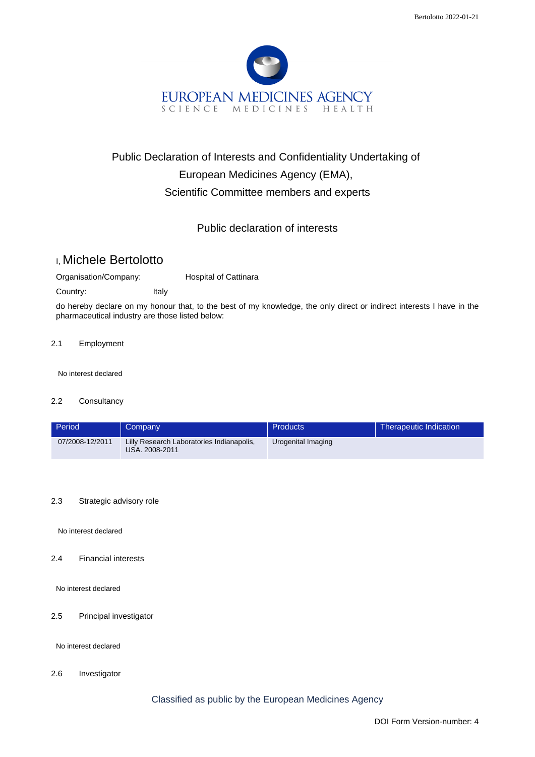EUROPEAN MEDICINES AGENCY

SCIENCE MEDICINES HEALTH

# Public Declaration of Interests and Confidentiality Undertaking of European Medicines Agency (EMA), Scientific Committee members and experts

## Public declaration of interests

I, **Michele Bertolotto**

Organisation/Company: Hospital of Cattinara

Country: Italy

do hereby declare on my honour that, to the best of my knowledge, the only direct or indirect interests I have in the pharmaceutical industry are those listed below:

### 2.1 Employment

No interest declared

### 2.2 Consultancy

| Period | Company | Products | Therapeutic Indication |
| --- | --- | --- | --- |
| 07/2008-12/2011 | Lilly Research Laboratories Indianapolis, USA. 2008-2011 | Urogenital Imaging | |

### 2.3 Strategic advisory role

No interest declared

### 2.4 Financial interests

No interest declared

### 2.5 Principal investigator

No interest declared

### 2.6 Investigator

Classified as public by the European Medicines Agency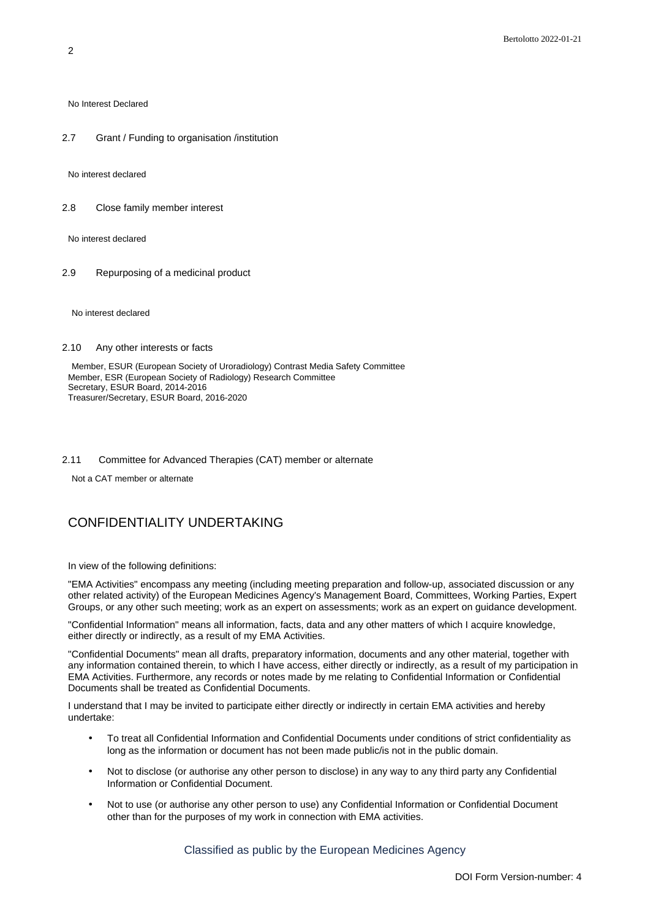No Interest Declared

2.7 Grant / Funding to organisation /institution

No interest declared

2.8 Close family member interest

No interest declared

2.9 Repurposing of a medicinal product

No interest declared

2.10 Any other interests or facts

Member, ESUR (European Society of Uroradiology) Contrast Media Safety Committee
Member, ESR (European Society of Radiology) Research Committee
Secretary, ESUR Board, 2014-2016
Treasurer/Secretary, ESUR Board, 2016-2020

2.11 Committee for Advanced Therapies (CAT) member or alternate

Not a CAT member or alternate

## CONFIDENTIALITY UNDERTAKING

In view of the following definitions:

"EMA Activities" encompass any meeting (including meeting preparation and follow-up, associated discussion or any other related activity) of the European Medicines Agency's Management Board, Committees, Working Parties, Expert Groups, or any other such meeting; work as an expert on assessments; work as an expert on guidance development.

"Confidential Information" means all information, facts, data and any other matters of which I acquire knowledge, either directly or indirectly, as a result of my EMA Activities.

"Confidential Documents" mean all drafts, preparatory information, documents and any other material, together with any information contained therein, to which I have access, either directly or indirectly, as a result of my participation in EMA Activities. Furthermore, any records or notes made by me relating to Confidential Information or Confidential Documents shall be treated as Confidential Documents.

I understand that I may be invited to participate either directly or indirectly in certain EMA activities and hereby undertake:

- To treat all Confidential Information and Confidential Documents under conditions of strict confidentiality as long as the information or document has not been made public/is not in the public domain.
- Not to disclose (or authorise any other person to disclose) in any way to any third party any Confidential Information or Confidential Document.
- Not to use (or authorise any other person to use) any Confidential Information or Confidential Document other than for the purposes of my work in connection with EMA activities.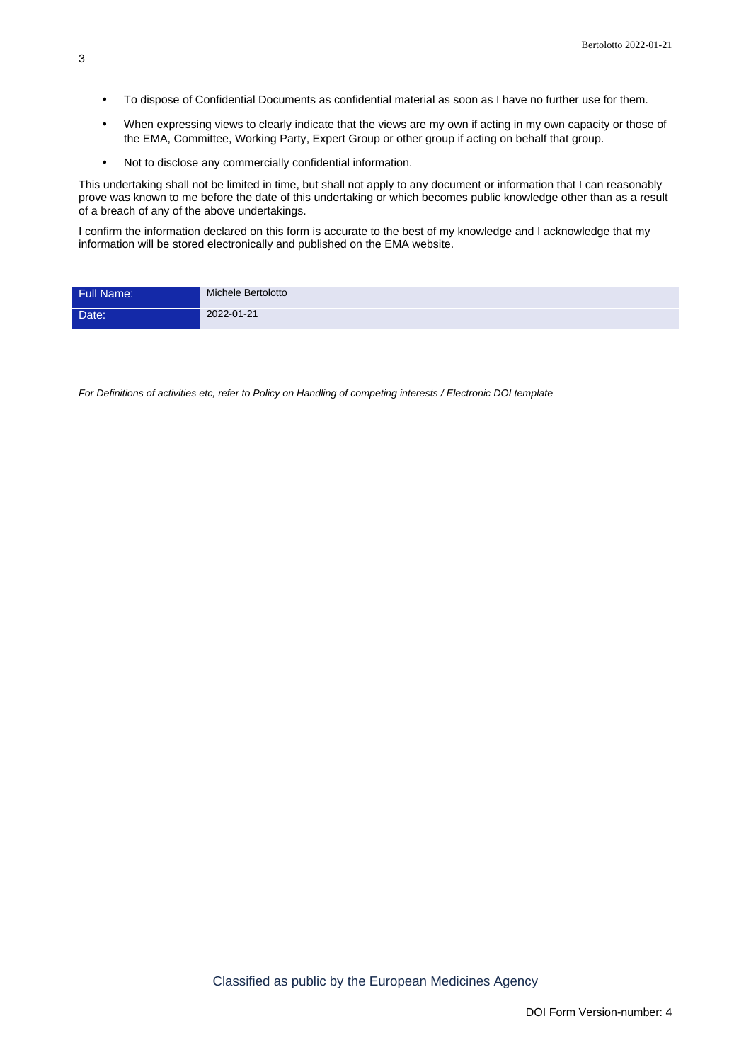- To dispose of Confidential Documents as confidential material as soon as I have no further use for them.
- When expressing views to clearly indicate that the views are my own if acting in my own capacity or those of the EMA, Committee, Working Party, Expert Group or other group if acting on behalf that group.
- Not to disclose any commercially confidential information.

This undertaking shall not be limited in time, but shall not apply to any document or information that I can reasonably prove was known to me before the date of this undertaking or which becomes public knowledge other than as a result of a breach of any of the above undertakings.

I confirm the information declared on this form is accurate to the best of my knowledge and I acknowledge that my information will be stored electronically and published on the EMA website.

| | |
|---|---|
| Full Name: | Michele Bertolotto |
| Date: | 2022-01-21 |

*For Definitions of activities etc, refer to Policy on Handling of competing interests / Electronic DOI template*

Classified as public by the European Medicines Agency

DOI Form Version-number: 4